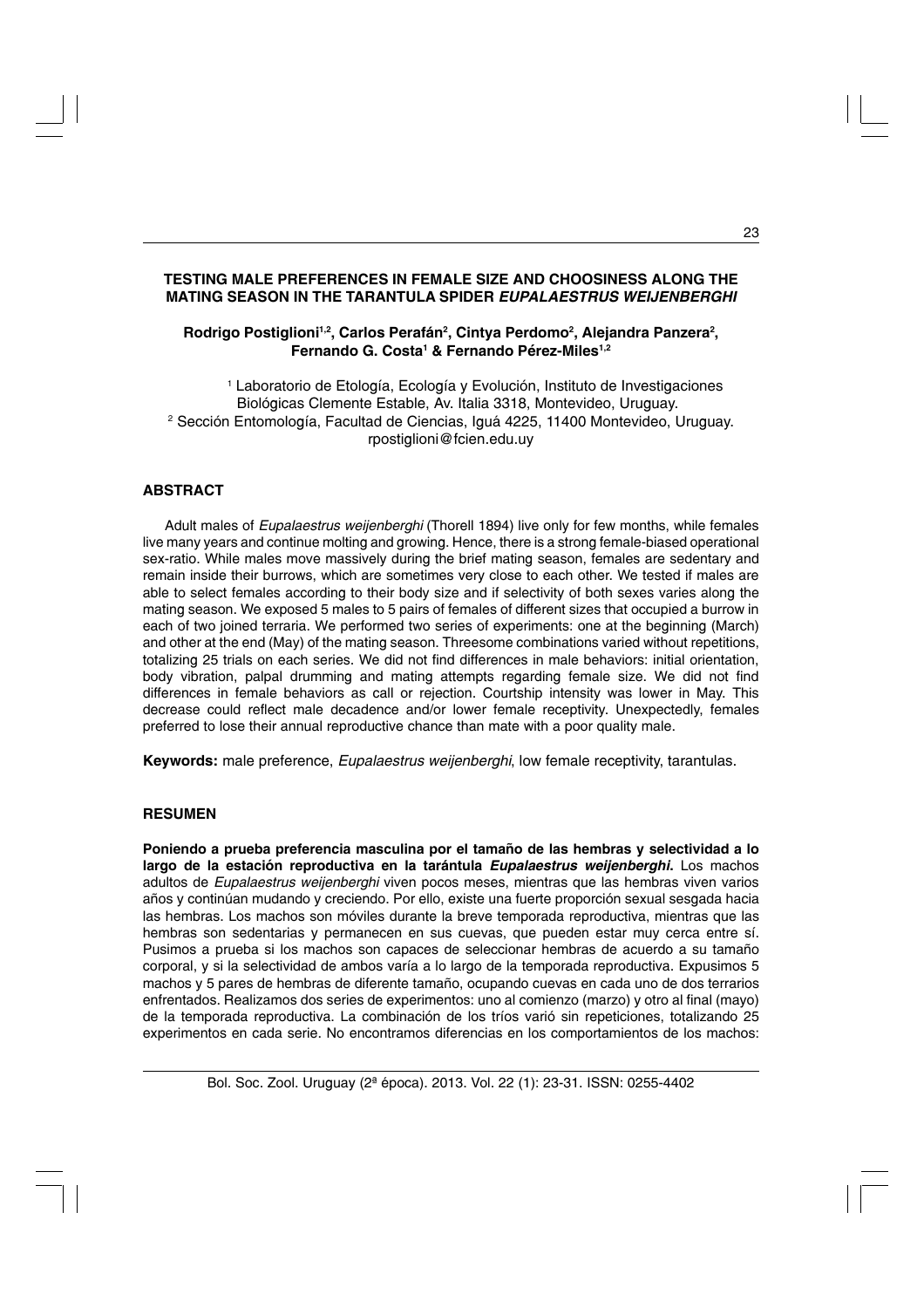# TESTING MALE PREFERENCES IN FEMALE SIZE AND CHOOSINESS ALONG THE MATING SEASON IN THE TARANTULA SPIDER *EUPALAESTRUS WEIJENBERGHI*

**Rodrigo Postiglioni[1,2], Carlos Perafán[2], Cintya Perdomo[2], Alejandra Panzera[2], Fernando G. Costa[1] & Fernando Pérez-Miles[1,2]**

[1] Laboratorio de Etología, Ecología y Evolución, Instituto de Investigaciones Biológicas Clemente Estable, Av. Italia 3318, Montevideo, Uruguay.
[2] Sección Entomología, Facultad de Ciencias, Iguá 4225, 11400 Montevideo, Uruguay.
rpostiglioni@fcien.edu.uy

## ABSTRACT

Adult males of *Eupalaestrus weijenberghi* (Thorell 1894) live only for few months, while females live many years and continue molting and growing. Hence, there is a strong female-biased operational sex-ratio. While males move massively during the brief mating season, females are sedentary and remain inside their burrows, which are sometimes very close to each other. We tested if males are able to select females according to their body size and if selectivity of both sexes varies along the mating season. We exposed 5 males to 5 pairs of females of different sizes that occupied a burrow in each of two joined terraria. We performed two series of experiments: one at the beginning (March) and other at the end (May) of the mating season. Threesome combinations varied without repetitions, totalizing 25 trials on each series. We did not find differences in male behaviors: initial orientation, body vibration, palpal drumming and mating attempts regarding female size. We did not find differences in female behaviors as call or rejection. Courtship intensity was lower in May. This decrease could reflect male decadence and/or lower female receptivity. Unexpectedly, females preferred to lose their annual reproductive chance than mate with a poor quality male.

**Keywords:** male preference, *Eupalaestrus weijenberghi*, low female receptivity, tarantulas.

## RESUMEN

**Poniendo a prueba preferencia masculina por el tamaño de las hembras y selectividad a lo largo de la estación reproductiva en la tarántula *Eupalaestrus weijenberghi*.** Los machos adultos de *Eupalaestrus weijenberghi* viven pocos meses, mientras que las hembras viven varios años y continúan mudando y creciendo. Por ello, existe una fuerte proporción sexual sesgada hacia las hembras. Los machos son móviles durante la breve temporada reproductiva, mientras que las hembras son sedentarias y permanecen en sus cuevas, que pueden estar muy cerca entre sí. Pusimos a prueba si los machos son capaces de seleccionar hembras de acuerdo a su tamaño corporal, y si la selectividad de ambos varía a lo largo de la temporada reproductiva. Expusimos 5 machos y 5 pares de hembras de diferente tamaño, ocupando cuevas en cada uno de dos terrarios enfrentados. Realizamos dos series de experimentos: uno al comienzo (marzo) y otro al final (mayo) de la temporada reproductiva. La combinación de los tríos varió sin repeticiones, totalizando 25 experimentos en cada serie. No encontramos diferencias en los comportamientos de los machos: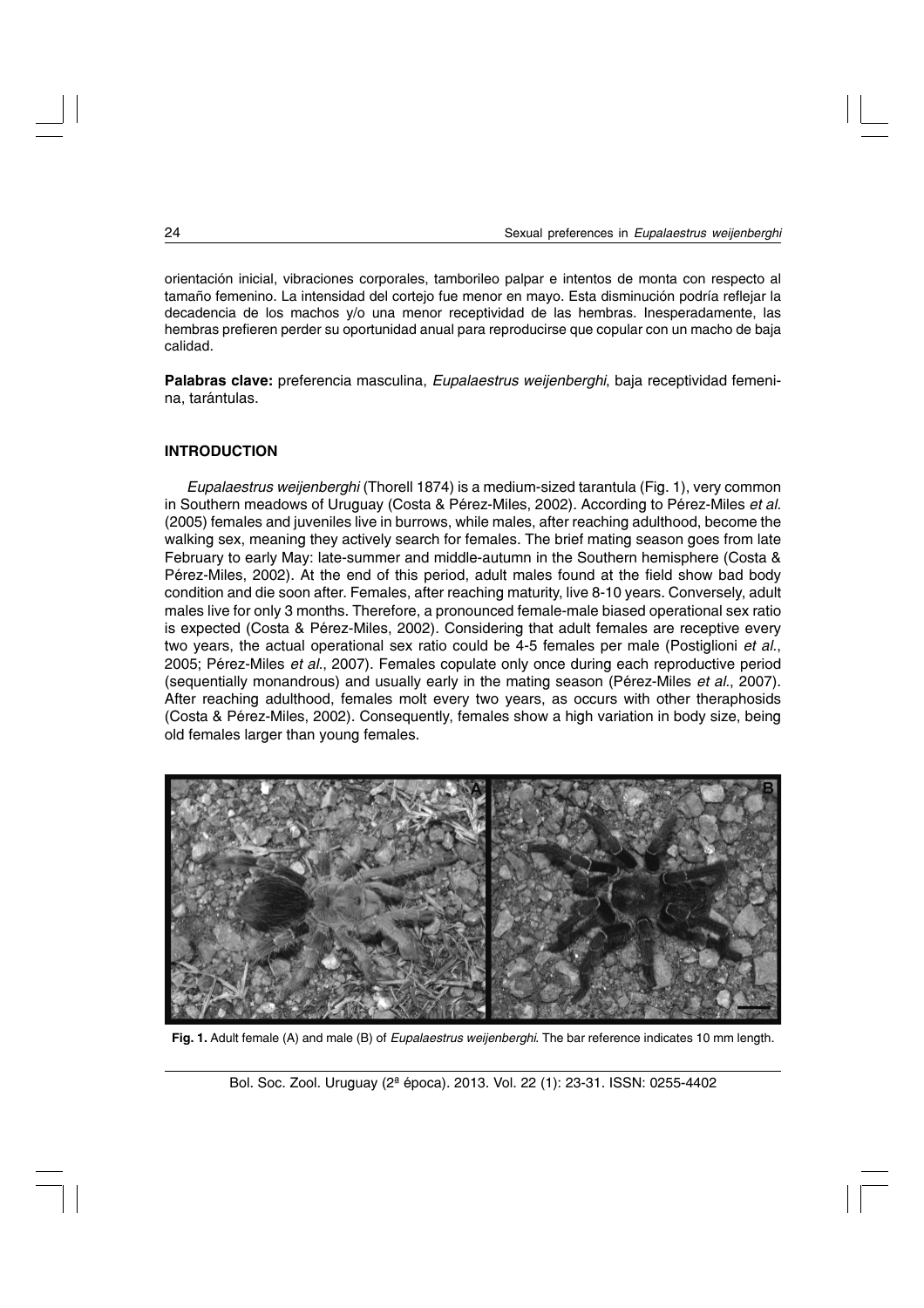orientación inicial, vibraciones corporales, tamborileo palpar e intentos de monta con respecto al tamaño femenino. La intensidad del cortejo fue menor en mayo. Esta disminución podría reflejar la decadencia de los machos y/o una menor receptividad de las hembras. Inesperadamente, las hembras prefieren perder su oportunidad anual para reproducirse que copular con un macho de baja calidad.

**Palabras clave:** preferencia masculina, *Eupalaestrus weijenberghi*, baja receptividad femenina, tarántulas.

## INTRODUCTION

*Eupalaestrus weijenberghi* (Thorell 1874) is a medium-sized tarantula (Fig. 1), very common in Southern meadows of Uruguay (Costa & Pérez-Miles, 2002). According to Pérez-Miles *et al.* (2005) females and juveniles live in burrows, while males, after reaching adulthood, become the walking sex, meaning they actively search for females. The brief mating season goes from late February to early May: late-summer and middle-autumn in the Southern hemisphere (Costa & Pérez-Miles, 2002). At the end of this period, adult males found at the field show bad body condition and die soon after. Females, after reaching maturity, live 8-10 years. Conversely, adult males live for only 3 months. Therefore, a pronounced female-male biased operational sex ratio is expected (Costa & Pérez-Miles, 2002). Considering that adult females are receptive every two years, the actual operational sex ratio could be 4-5 females per male (Postiglioni *et al.*, 2005; Pérez-Miles *et al.*, 2007). Females copulate only once during each reproductive period (sequentially monandrous) and usually early in the mating season (Pérez-Miles *et al.*, 2007). After reaching adulthood, females molt every two years, as occurs with other theraphosids (Costa & Pérez-Miles, 2002). Consequently, females show a high variation in body size, being old females larger than young females.

**Fig. 1.** Adult female (A) and male (B) of *Eupalaestrus weijenberghi*. The bar reference indicates 10 mm length.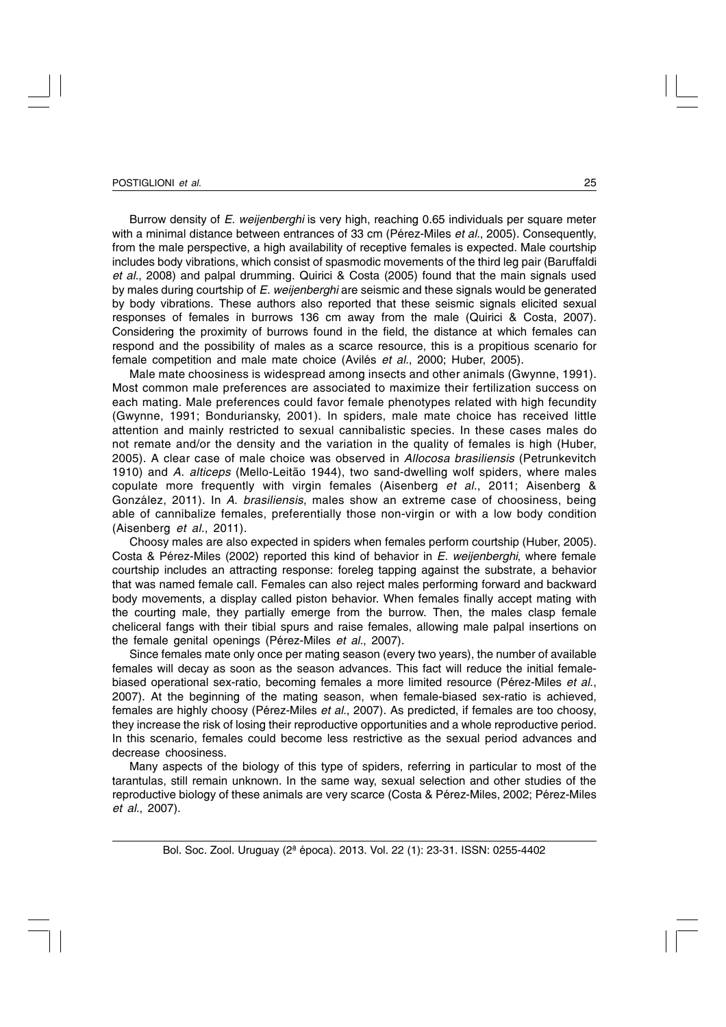Burrow density of *E. weijenberghi* is very high, reaching 0.65 individuals per square meter with a minimal distance between entrances of 33 cm (Pérez-Miles *et al.*, 2005). Consequently, from the male perspective, a high availability of receptive females is expected. Male courtship includes body vibrations, which consist of spasmodic movements of the third leg pair (Baruffaldi *et al.*, 2008) and palpal drumming. Quirici & Costa (2005) found that the main signals used by males during courtship of *E. weijenberghi* are seismic and these signals would be generated by body vibrations. These authors also reported that these seismic signals elicited sexual responses of females in burrows 136 cm away from the male (Quirici & Costa, 2007). Considering the proximity of burrows found in the field, the distance at which females can respond and the possibility of males as a scarce resource, this is a propitious scenario for female competition and male mate choice (Avilés *et al.*, 2000; Huber, 2005).

Male mate choosiness is widespread among insects and other animals (Gwynne, 1991). Most common male preferences are associated to maximize their fertilization success on each mating. Male preferences could favor female phenotypes related with high fecundity (Gwynne, 1991; Bonduriansky, 2001). In spiders, male mate choice has received little attention and mainly restricted to sexual cannibalistic species. In these cases males do not remate and/or the density and the variation in the quality of females is high (Huber, 2005). A clear case of male choice was observed in *Allocosa brasiliensis* (Petrunkevitch 1910) and *A. alticeps* (Mello-Leitão 1944), two sand-dwelling wolf spiders, where males copulate more frequently with virgin females (Aisenberg *et al.*, 2011; Aisenberg & González, 2011). In *A. brasiliensis*, males show an extreme case of choosiness, being able of cannibalize females, preferentially those non-virgin or with a low body condition (Aisenberg *et al.*, 2011).

Choosy males are also expected in spiders when females perform courtship (Huber, 2005). Costa & Pérez-Miles (2002) reported this kind of behavior in *E. weijenberghi*, where female courtship includes an attracting response: foreleg tapping against the substrate, a behavior that was named female call. Females can also reject males performing forward and backward body movements, a display called piston behavior. When females finally accept mating with the courting male, they partially emerge from the burrow. Then, the males clasp female cheliceral fangs with their tibial spurs and raise females, allowing male palpal insertions on the female genital openings (Pérez-Miles *et al.*, 2007).

Since females mate only once per mating season (every two years), the number of available females will decay as soon as the season advances. This fact will reduce the initial female-biased operational sex-ratio, becoming females a more limited resource (Pérez-Miles *et al.*, 2007). At the beginning of the mating season, when female-biased sex-ratio is achieved, females are highly choosy (Pérez-Miles *et al.*, 2007). As predicted, if females are too choosy, they increase the risk of losing their reproductive opportunities and a whole reproductive period. In this scenario, females could become less restrictive as the sexual period advances and decrease choosiness.

Many aspects of the biology of this type of spiders, referring in particular to most of the tarantulas, still remain unknown. In the same way, sexual selection and other studies of the reproductive biology of these animals are very scarce (Costa & Pérez-Miles, 2002; Pérez-Miles *et al.*, 2007).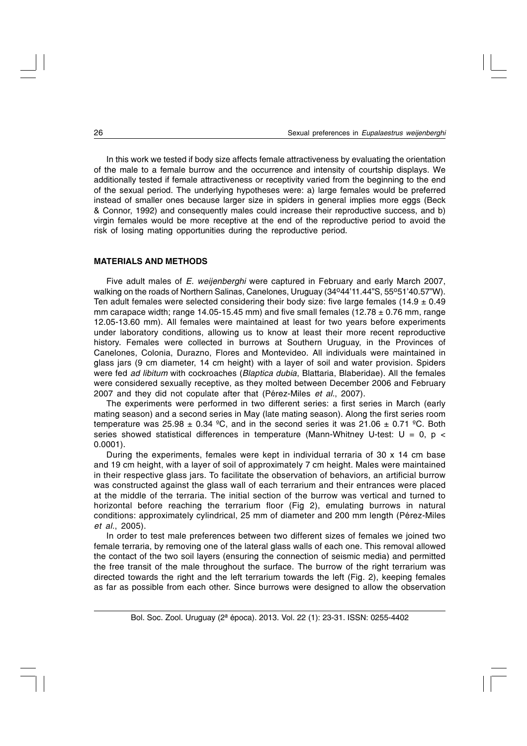In this work we tested if body size affects female attractiveness by evaluating the orientation of the male to a female burrow and the occurrence and intensity of courtship displays. We additionally tested if female attractiveness or receptivity varied from the beginning to the end of the sexual period. The underlying hypotheses were: a) large females would be preferred instead of smaller ones because larger size in spiders in general implies more eggs (Beck & Connor, 1992) and consequently males could increase their reproductive success, and b) virgin females would be more receptive at the end of the reproductive period to avoid the risk of losing mating opportunities during the reproductive period.

## MATERIALS AND METHODS

Five adult males of *E. weijenberghi* were captured in February and early March 2007, walking on the roads of Northern Salinas, Canelones, Uruguay (34º44'11.44"S, 55º51'40.57"W). Ten adult females were selected considering their body size: five large females (14.9 ± 0.49 mm carapace width; range 14.05-15.45 mm) and five small females (12.78 ± 0.76 mm, range 12.05-13.60 mm). All females were maintained at least for two years before experiments under laboratory conditions, allowing us to know at least their more recent reproductive history. Females were collected in burrows at Southern Uruguay, in the Provinces of Canelones, Colonia, Durazno, Flores and Montevideo. All individuals were maintained in glass jars (9 cm diameter, 14 cm height) with a layer of soil and water provision. Spiders were fed *ad libitum* with cockroaches (*Blaptica dubia*, Blattaria, Blaberidae). All the females were considered sexually receptive, as they molted between December 2006 and February 2007 and they did not copulate after that (Pérez-Miles *et al.*, 2007).

The experiments were performed in two different series: a first series in March (early mating season) and a second series in May (late mating season). Along the first series room temperature was 25.98 ± 0.34 ºC, and in the second series it was 21.06 ± 0.71 ºC. Both series showed statistical differences in temperature (Mann-Whitney U-test: $U = 0$, $p < 0.0001$).

During the experiments, females were kept in individual terraria of 30 x 14 cm base and 19 cm height, with a layer of soil of approximately 7 cm height. Males were maintained in their respective glass jars. To facilitate the observation of behaviors, an artificial burrow was constructed against the glass wall of each terrarium and their entrances were placed at the middle of the terraria. The initial section of the burrow was vertical and turned to horizontal before reaching the terrarium floor (Fig 2), emulating burrows in natural conditions: approximately cylindrical, 25 mm of diameter and 200 mm length (Pérez-Miles *et al.*, 2005).

In order to test male preferences between two different sizes of females we joined two female terraria, by removing one of the lateral glass walls of each one. This removal allowed the contact of the two soil layers (ensuring the connection of seismic media) and permitted the free transit of the male throughout the surface. The burrow of the right terrarium was directed towards the right and the left terrarium towards the left (Fig. 2), keeping females as far as possible from each other. Since burrows were designed to allow the observation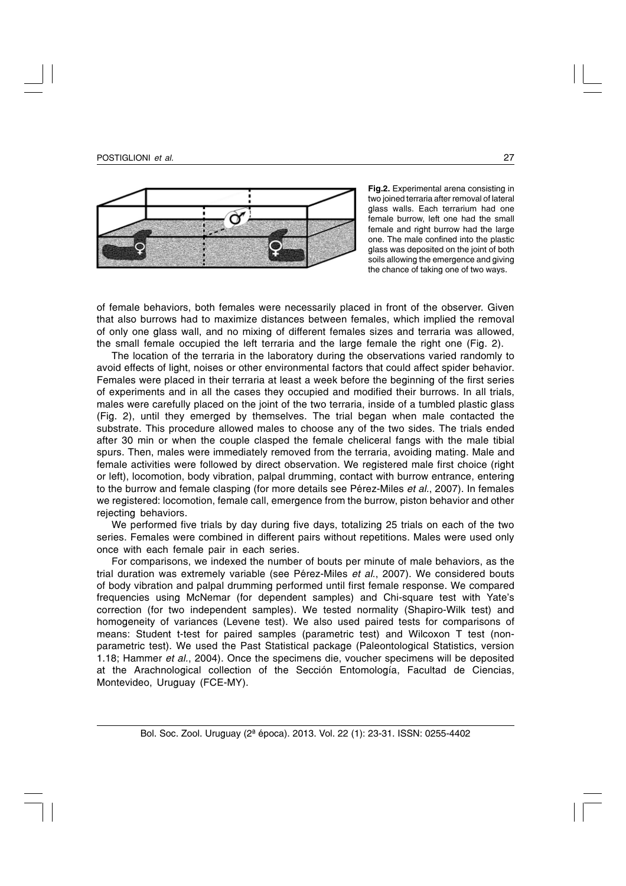**Fig.2.** Experimental arena consisting in two joined terraria after removal of lateral glass walls. Each terrarium had one female burrow, left one had the small female and right burrow had the large one. The male confined into the plastic glass was deposited on the joint of both soils allowing the emergence and giving the chance of taking one of two ways.

of female behaviors, both females were necessarily placed in front of the observer. Given that also burrows had to maximize distances between females, which implied the removal of only one glass wall, and no mixing of different females sizes and terraria was allowed, the small female occupied the left terraria and the large female the right one (Fig. 2).

The location of the terraria in the laboratory during the observations varied randomly to avoid effects of light, noises or other environmental factors that could affect spider behavior. Females were placed in their terraria at least a week before the beginning of the first series of experiments and in all the cases they occupied and modified their burrows. In all trials, males were carefully placed on the joint of the two terraria, inside of a tumbled plastic glass (Fig. 2), until they emerged by themselves. The trial began when male contacted the substrate. This procedure allowed males to choose any of the two sides. The trials ended after 30 min or when the couple clasped the female cheliceral fangs with the male tibial spurs. Then, males were immediately removed from the terraria, avoiding mating. Male and female activities were followed by direct observation. We registered male first choice (right or left), locomotion, body vibration, palpal drumming, contact with burrow entrance, entering to the burrow and female clasping (for more details see Pérez-Miles *et al.*, 2007). In females we registered: locomotion, female call, emergence from the burrow, piston behavior and other rejecting behaviors.

We performed five trials by day during five days, totalizing 25 trials on each of the two series. Females were combined in different pairs without repetitions. Males were used only once with each female pair in each series.

For comparisons, we indexed the number of bouts per minute of male behaviors, as the trial duration was extremely variable (see Pérez-Miles *et al.*, 2007). We considered bouts of body vibration and palpal drumming performed until first female response. We compared frequencies using McNemar (for dependent samples) and Chi-square test with Yate's correction (for two independent samples). We tested normality (Shapiro-Wilk test) and homogeneity of variances (Levene test). We also used paired tests for comparisons of means: Student t-test for paired samples (parametric test) and Wilcoxon T test (non-parametric test). We used the Past Statistical package (Paleontological Statistics, version 1.18; Hammer *et al.*, 2004). Once the specimens die, voucher specimens will be deposited at the Arachnological collection of the Sección Entomología, Facultad de Ciencias, Montevideo, Uruguay (FCE-MY).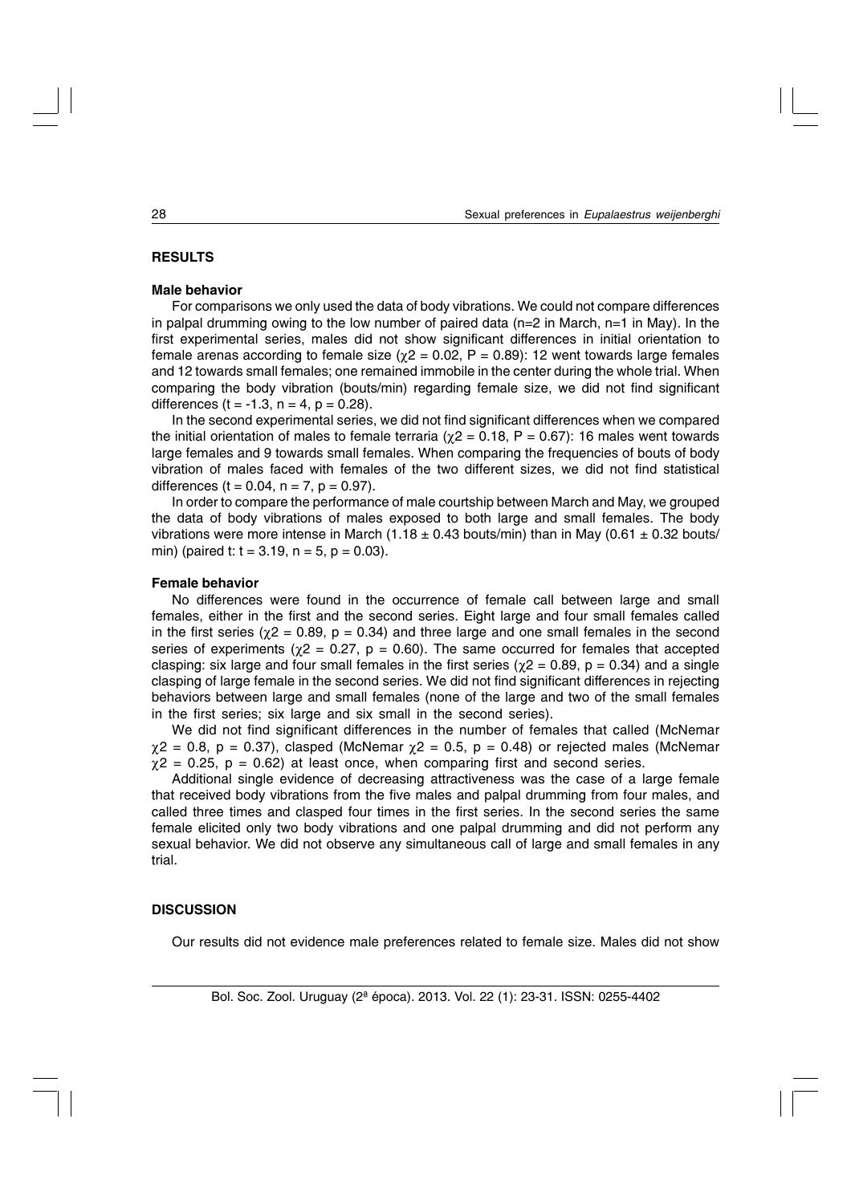## RESULTS

### Male behavior

For comparisons we only used the data of body vibrations. We could not compare differences in palpal drumming owing to the low number of paired data (n=2 in March, n=1 in May). In the first experimental series, males did not show significant differences in initial orientation to female arenas according to female size ($\chi 2 = 0.02$, $P = 0.89$): 12 went towards large females and 12 towards small females; one remained immobile in the center during the whole trial. When comparing the body vibration (bouts/min) regarding female size, we did not find significant differences ($t = -1.3$, $n = 4$, $p = 0.28$).

In the second experimental series, we did not find significant differences when we compared the initial orientation of males to female terraria ($\chi 2 = 0.18$, $P = 0.67$): 16 males went towards large females and 9 towards small females. When comparing the frequencies of bouts of body vibration of males faced with females of the two different sizes, we did not find statistical differences ($t = 0.04$, $n = 7$, $p = 0.97$).

In order to compare the performance of male courtship between March and May, we grouped the data of body vibrations of males exposed to both large and small females. The body vibrations were more intense in March ($1.18 \pm 0.43$ bouts/min) than in May ($0.61 \pm 0.32$ bouts/min) (paired t: $t = 3.19$, $n = 5$, $p = 0.03$).

### Female behavior

No differences were found in the occurrence of female call between large and small females, either in the first and the second series. Eight large and four small females called in the first series ($\chi 2 = 0.89$, $p = 0.34$) and three large and one small females in the second series of experiments ($\chi 2 = 0.27$, $p = 0.60$). The same occurred for females that accepted clasping: six large and four small females in the first series ($\chi 2 = 0.89$, $p = 0.34$) and a single clasping of large female in the second series. We did not find significant differences in rejecting behaviors between large and small females (none of the large and two of the small females in the first series; six large and six small in the second series).

We did not find significant differences in the number of females that called (McNemar $\chi 2 = 0.8$, $p = 0.37$), clasped (McNemar $\chi 2 = 0.5$, $p = 0.48$) or rejected males (McNemar $\chi 2 = 0.25$, $p = 0.62$) at least once, when comparing first and second series.

Additional single evidence of decreasing attractiveness was the case of a large female that received body vibrations from the five males and palpal drumming from four males, and called three times and clasped four times in the first series. In the second series the same female elicited only two body vibrations and one palpal drumming and did not perform any sexual behavior. We did not observe any simultaneous call of large and small females in any trial.

## DISCUSSION

Our results did not evidence male preferences related to female size. Males did not show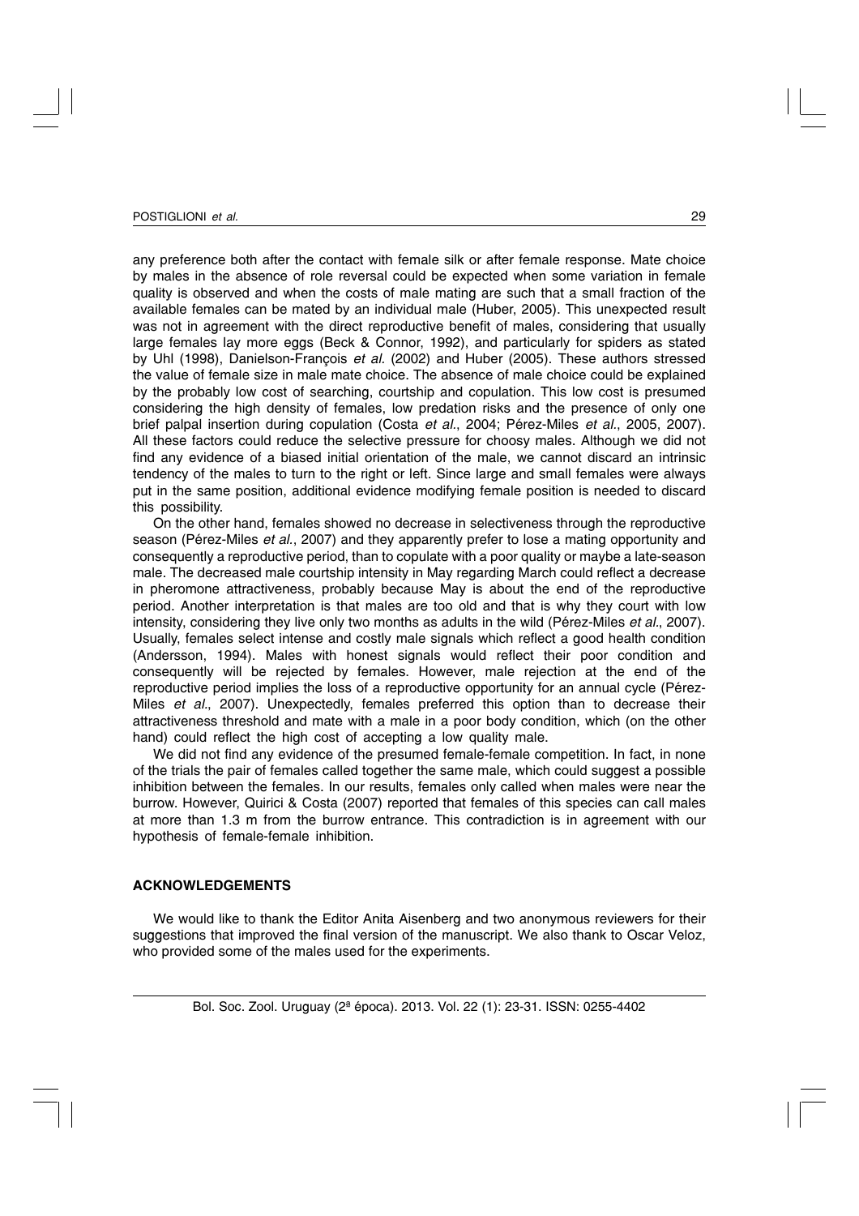any preference both after the contact with female silk or after female response. Mate choice by males in the absence of role reversal could be expected when some variation in female quality is observed and when the costs of male mating are such that a small fraction of the available females can be mated by an individual male (Huber, 2005). This unexpected result was not in agreement with the direct reproductive benefit of males, considering that usually large females lay more eggs (Beck & Connor, 1992), and particularly for spiders as stated by Uhl (1998), Danielson-François *et al.* (2002) and Huber (2005). These authors stressed the value of female size in male mate choice. The absence of male choice could be explained by the probably low cost of searching, courtship and copulation. This low cost is presumed considering the high density of females, low predation risks and the presence of only one brief palpal insertion during copulation (Costa *et al.*, 2004; Pérez-Miles *et al.*, 2005, 2007). All these factors could reduce the selective pressure for choosy males. Although we did not find any evidence of a biased initial orientation of the male, we cannot discard an intrinsic tendency of the males to turn to the right or left. Since large and small females were always put in the same position, additional evidence modifying female position is needed to discard this possibility.

On the other hand, females showed no decrease in selectiveness through the reproductive season (Pérez-Miles *et al.*, 2007) and they apparently prefer to lose a mating opportunity and consequently a reproductive period, than to copulate with a poor quality or maybe a late-season male. The decreased male courtship intensity in May regarding March could reflect a decrease in pheromone attractiveness, probably because May is about the end of the reproductive period. Another interpretation is that males are too old and that is why they court with low intensity, considering they live only two months as adults in the wild (Pérez-Miles *et al.*, 2007). Usually, females select intense and costly male signals which reflect a good health condition (Andersson, 1994). Males with honest signals would reflect their poor condition and consequently will be rejected by females. However, male rejection at the end of the reproductive period implies the loss of a reproductive opportunity for an annual cycle (Pérez-Miles *et al.*, 2007). Unexpectedly, females preferred this option than to decrease their attractiveness threshold and mate with a male in a poor body condition, which (on the other hand) could reflect the high cost of accepting a low quality male.

We did not find any evidence of the presumed female-female competition. In fact, in none of the trials the pair of females called together the same male, which could suggest a possible inhibition between the females. In our results, females only called when males were near the burrow. However, Quirici & Costa (2007) reported that females of this species can call males at more than 1.3 m from the burrow entrance. This contradiction is in agreement with our hypothesis of female-female inhibition.

## ACKNOWLEDGEMENTS

We would like to thank the Editor Anita Aisenberg and two anonymous reviewers for their suggestions that improved the final version of the manuscript. We also thank to Oscar Veloz, who provided some of the males used for the experiments.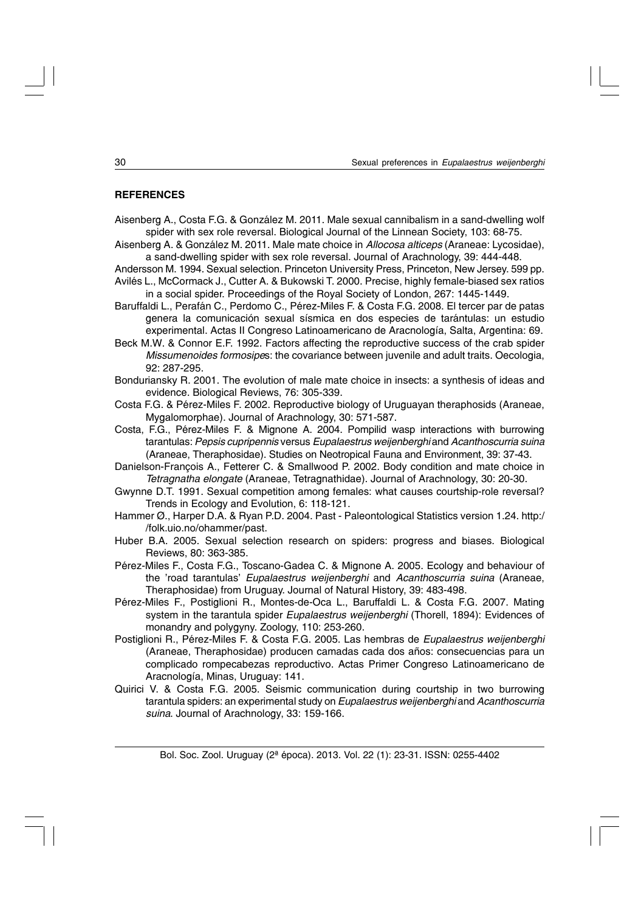## REFERENCES

Aisenberg A., Costa F.G. & González M. 2011. Male sexual cannibalism in a sand-dwelling wolf spider with sex role reversal. Biological Journal of the Linnean Society, 103: 68-75.

Aisenberg A. & González M. 2011. Male mate choice in *Allocosa alticeps* (Araneae: Lycosidae), a sand-dwelling spider with sex role reversal. Journal of Arachnology, 39: 444-448.

Andersson M. 1994. Sexual selection. Princeton University Press, Princeton, New Jersey. 599 pp.

Avilés L., McCormack J., Cutter A. & Bukowski T. 2000. Precise, highly female-biased sex ratios in a social spider. Proceedings of the Royal Society of London, 267: 1445-1449.

Baruffaldi L., Perafán C., Perdomo C., Pérez-Miles F. & Costa F.G. 2008. El tercer par de patas genera la comunicación sexual sísmica en dos especies de tarántulas: un estudio experimental. Actas II Congreso Latinoamericano de Aracnología, Salta, Argentina: 69.

Beck M.W. & Connor E.F. 1992. Factors affecting the reproductive success of the crab spider *Missumenoides formosipes*: the covariance between juvenile and adult traits. Oecologia, 92: 287-295.

Bonduriansky R. 2001. The evolution of male mate choice in insects: a synthesis of ideas and evidence. Biological Reviews, 76: 305-339.

Costa F.G. & Pérez-Miles F. 2002. Reproductive biology of Uruguayan theraphosids (Araneae, Mygalomorphae). Journal of Arachnology, 30: 571-587.

Costa, F.G., Pérez-Miles F. & Mignone A. 2004. Pompilid wasp interactions with burrowing tarantulas: *Pepsis cupripennis* versus *Eupalaestrus weijenberghi* and *Acanthoscurria suina* (Araneae, Theraphosidae). Studies on Neotropical Fauna and Environment, 39: 37-43.

Danielson-François A., Fetterer C. & Smallwood P. 2002. Body condition and mate choice in *Tetragnatha elongate* (Araneae, Tetragnathidae). Journal of Arachnology, 30: 20-30.

Gwynne D.T. 1991. Sexual competition among females: what causes courtship-role reversal? Trends in Ecology and Evolution, 6: 118-121.

Hammer Ø., Harper D.A. & Ryan P.D. 2004. Past - Paleontological Statistics version 1.24. http://folk.uio.no/ohammer/past.

Huber B.A. 2005. Sexual selection research on spiders: progress and biases. Biological Reviews, 80: 363-385.

Pérez-Miles F., Costa F.G., Toscano-Gadea C. & Mignone A. 2005. Ecology and behaviour of the 'road tarantulas' *Eupalaestrus weijenberghi* and *Acanthoscurria suina* (Araneae, Theraphosidae) from Uruguay. Journal of Natural History, 39: 483-498.

Pérez-Miles F., Postiglioni R., Montes-de-Oca L., Baruffaldi L. & Costa F.G. 2007. Mating system in the tarantula spider *Eupalaestrus weijenberghi* (Thorell, 1894): Evidences of monandry and polygyny. Zoology, 110: 253-260.

Postiglioni R., Pérez-Miles F. & Costa F.G. 2005. Las hembras de *Eupalaestrus weijenberghi* (Araneae, Theraphosidae) producen camadas cada dos años: consecuencias para un complicado rompecabezas reproductivo. Actas Primer Congreso Latinoamericano de Aracnología, Minas, Uruguay: 141.

Quirici V. & Costa F.G. 2005. Seismic communication during courtship in two burrowing tarantula spiders: an experimental study on *Eupalaestrus weijenberghi* and *Acanthoscurria suina*. Journal of Arachnology, 33: 159-166.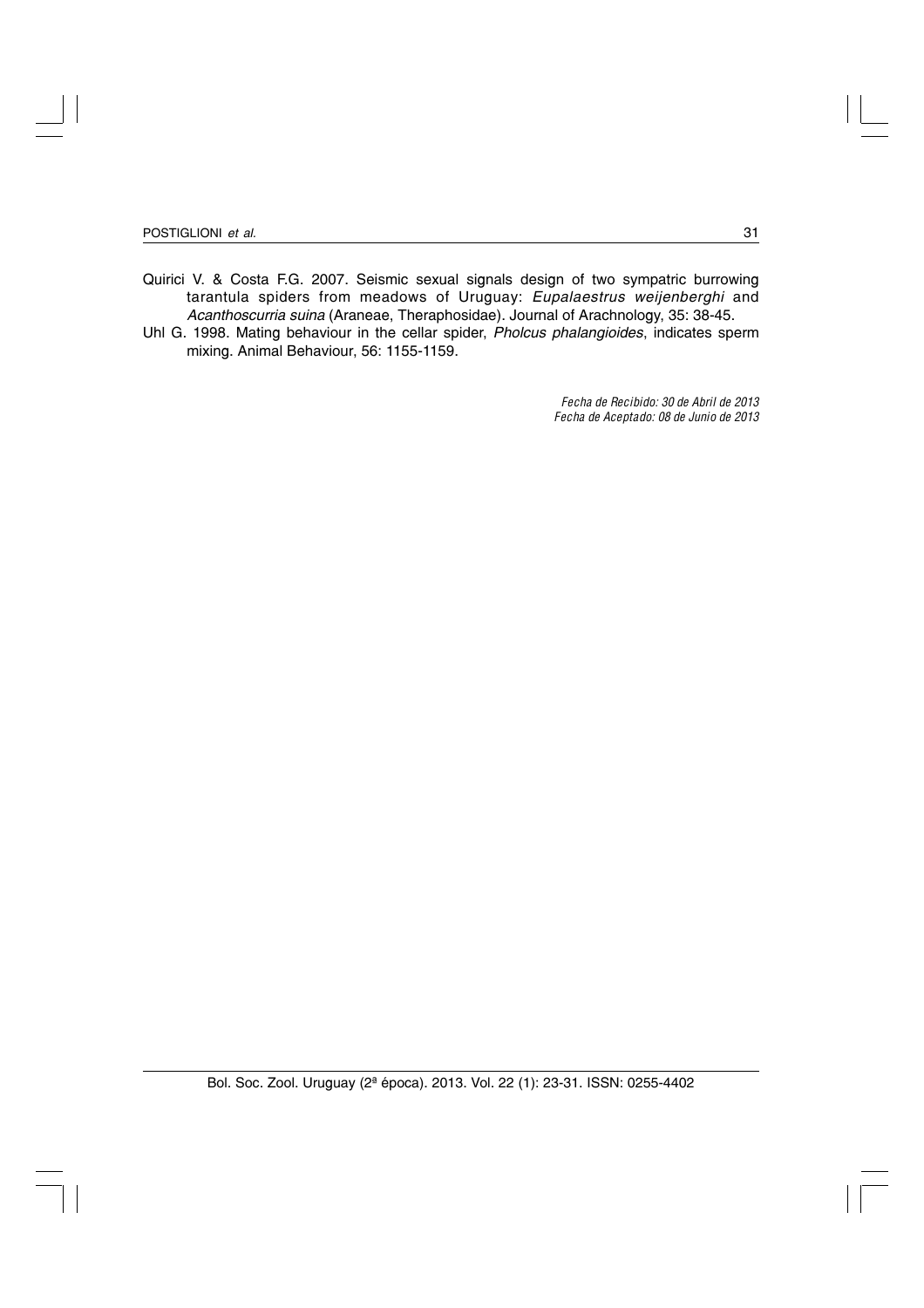Quirici V. & Costa F.G. 2007. Seismic sexual signals design of two sympatric burrowing tarantula spiders from meadows of Uruguay: *Eupalaestrus weijenberghi* and *Acanthoscurria suina* (Araneae, Theraphosidae). Journal of Arachnology, 35: 38-45.

Uhl G. 1998. Mating behaviour in the cellar spider, *Pholcus phalangioides*, indicates sperm mixing. Animal Behaviour, 56: 1155-1159.

*Fecha de Recibido: 30 de Abril de 2013*
*Fecha de Aceptado: 08 de Junio de 2013*